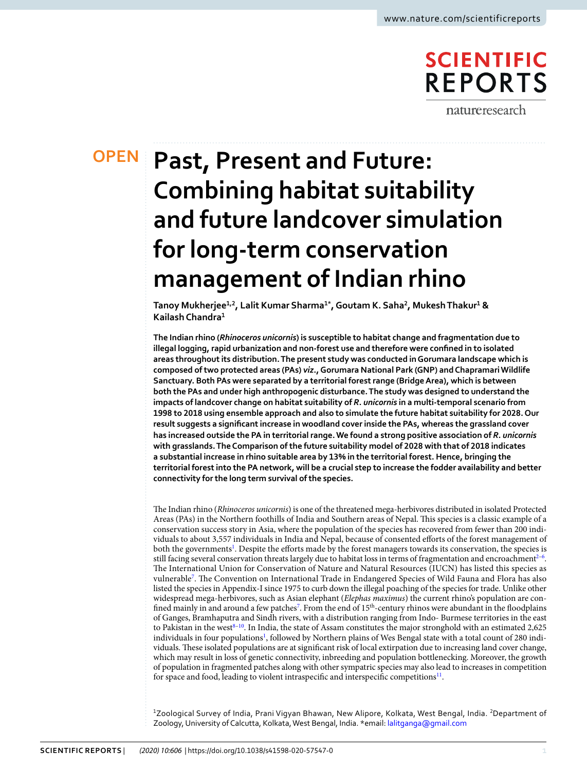OPEN

# Past, Present and Future: Combining habitat suitability and future landcover simulation for long-term conservation management of Indian rhino

**Tanoy Mukherjee[1,2], Lalit Kumar Sharma[1*], Goutam K. Saha[2], Mukesh Thakur[1] & Kailash Chandra[1]**

**The Indian rhino (*Rhinoceros unicornis*) is susceptible to habitat change and fragmentation due to illegal logging, rapid urbanization and non-forest use and therefore were confined in to isolated areas throughout its distribution. The present study was conducted in Gorumara landscape which is composed of two protected areas (PAs) *viz.*, Gorumara National Park (GNP) and Chapramari Wildlife Sanctuary. Both PAs were separated by a territorial forest range (Bridge Area), which is between both the PAs and under high anthropogenic disturbance. The study was designed to understand the impacts of landcover change on habitat suitability of *R. unicornis* in a multi-temporal scenario from 1998 to 2018 using ensemble approach and also to simulate the future habitat suitability for 2028. Our result suggests a significant increase in woodland cover inside the PAs, whereas the grassland cover has increased outside the PA in territorial range. We found a strong positive association of *R. unicornis* with grasslands. The Comparison of the future suitability model of 2028 with that of 2018 indicates a substantial increase in rhino suitable area by 13% in the territorial forest. Hence, bringing the territorial forest into the PA network, will be a crucial step to increase the fodder availability and better connectivity for the long term survival of the species.**

The Indian rhino (*Rhinoceros unicornis*) is one of the threatened mega-herbivores distributed in isolated Protected Areas (PAs) in the Northern foothills of India and Southern areas of Nepal. This species is a classic example of a conservation success story in Asia, where the population of the species has recovered from fewer than 200 individuals to about 3,557 individuals in India and Nepal, because of consented efforts of the forest management of both the governments[1]. Despite the efforts made by the forest managers towards its conservation, the species is still facing several conservation threats largely due to habitat loss in terms of fragmentation and encroachment[2–6]. The International Union for Conservation of Nature and Natural Resources (IUCN) has listed this species as vulnerable[7]. The Convention on International Trade in Endangered Species of Wild Fauna and Flora has also listed the species in Appendix-I since 1975 to curb down the illegal poaching of the species for trade. Unlike other widespread mega-herbivores, such as Asian elephant (*Elephas maximus*) the current rhino's population are confined mainly in and around a few patches[7]. From the end of 15th-century rhinos were abundant in the floodplains of Ganges, Bramhaputra and Sindh rivers, with a distribution ranging from Indo- Burmese territories in the east to Pakistan in the west[8–10]. In India, the state of Assam constitutes the major stronghold with an estimated 2,625 individuals in four populations[1], followed by Northern plains of Wes Bengal state with a total count of 280 individuals. These isolated populations are at significant risk of local extirpation due to increasing land cover change, which may result in loss of genetic connectivity, inbreeding and population bottlenecking. Moreover, the growth of population in fragmented patches along with other sympatric species may also lead to increases in competition for space and food, leading to violent intraspecific and interspecific competitions[11].

[1]Zoological Survey of India, Prani Vigyan Bhawan, New Alipore, Kolkata, West Bengal, India. [2]Department of Zoology, University of Calcutta, Kolkata, West Bengal, India. *email: lalitganga@gmail.com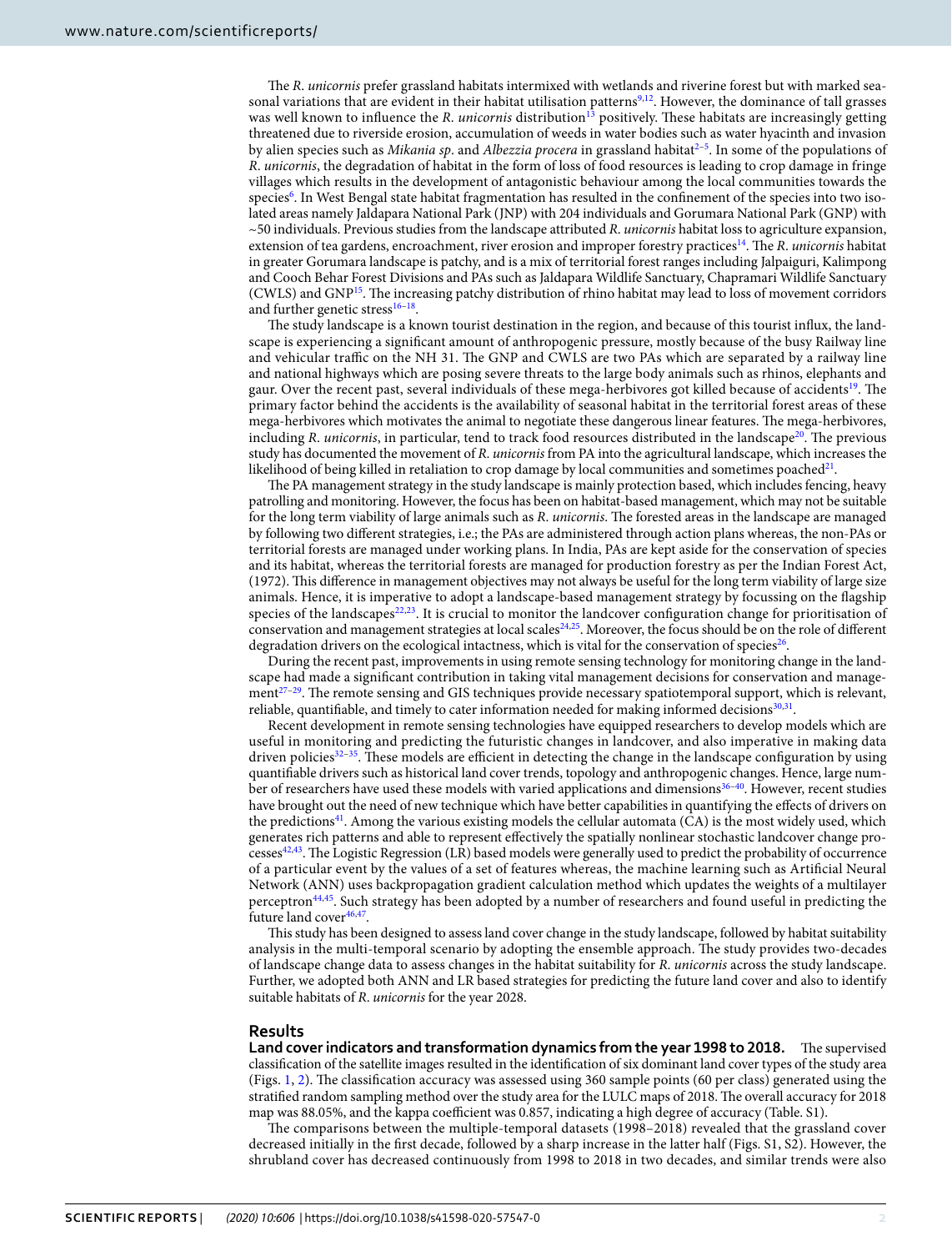The *R. unicornis* prefer grassland habitats intermixed with wetlands and riverine forest but with marked seasonal variations that are evident in their habitat utilisation patterns[9,12]. However, the dominance of tall grasses was well known to influence the *R. unicornis* distribution[13] positively. These habitats are increasingly getting threatened due to riverside erosion, accumulation of weeds in water bodies such as water hyacinth and invasion by alien species such as *Mikania sp*. and *Albezzia procera* in grassland habitat[2–5]. In some of the populations of *R. unicornis*, the degradation of habitat in the form of loss of food resources is leading to crop damage in fringe villages which results in the development of antagonistic behaviour among the local communities towards the species[6]. In West Bengal state habitat fragmentation has resulted in the confinement of the species into two isolated areas namely Jaldapara National Park (JNP) with 204 individuals and Gorumara National Park (GNP) with ~50 individuals. Previous studies from the landscape attributed *R. unicornis* habitat loss to agriculture expansion, extension of tea gardens, encroachment, river erosion and improper forestry practices[14]. The *R. unicornis* habitat in greater Gorumara landscape is patchy, and is a mix of territorial forest ranges including Jalpaiguri, Kalimpong and Cooch Behar Forest Divisions and PAs such as Jaldapara Wildlife Sanctuary, Chapramari Wildlife Sanctuary (CWLS) and GNP[15]. The increasing patchy distribution of rhino habitat may lead to loss of movement corridors and further genetic stress[16–18].

The study landscape is a known tourist destination in the region, and because of this tourist influx, the landscape is experiencing a significant amount of anthropogenic pressure, mostly because of the busy Railway line and vehicular traffic on the NH 31. The GNP and CWLS are two PAs which are separated by a railway line and national highways which are posing severe threats to the large body animals such as rhinos, elephants and gaur. Over the recent past, several individuals of these mega-herbivores got killed because of accidents[19]. The primary factor behind the accidents is the availability of seasonal habitat in the territorial forest areas of these mega-herbivores which motivates the animal to negotiate these dangerous linear features. The mega-herbivores, including *R. unicornis*, in particular, tend to track food resources distributed in the landscape[20]. The previous study has documented the movement of *R. unicornis* from PA into the agricultural landscape, which increases the likelihood of being killed in retaliation to crop damage by local communities and sometimes poached[21].

The PA management strategy in the study landscape is mainly protection based, which includes fencing, heavy patrolling and monitoring. However, the focus has been on habitat-based management, which may not be suitable for the long term viability of large animals such as *R. unicornis*. The forested areas in the landscape are managed by following two different strategies, i.e.; the PAs are administered through action plans whereas, the non-PAs or territorial forests are managed under working plans. In India, PAs are kept aside for the conservation of species and its habitat, whereas the territorial forests are managed for production forestry as per the Indian Forest Act, (1972). This difference in management objectives may not always be useful for the long term viability of large size animals. Hence, it is imperative to adopt a landscape-based management strategy by focussing on the flagship species of the landscapes[22,23]. It is crucial to monitor the landcover configuration change for prioritisation of conservation and management strategies at local scales[24,25]. Moreover, the focus should be on the role of different degradation drivers on the ecological intactness, which is vital for the conservation of species[26].

During the recent past, improvements in using remote sensing technology for monitoring change in the landscape had made a significant contribution in taking vital management decisions for conservation and management[27–29]. The remote sensing and GIS techniques provide necessary spatiotemporal support, which is relevant, reliable, quantifiable, and timely to cater information needed for making informed decisions[30,31].

Recent development in remote sensing technologies have equipped researchers to develop models which are useful in monitoring and predicting the futuristic changes in landcover, and also imperative in making data driven policies[32–35]. These models are efficient in detecting the change in the landscape configuration by using quantifiable drivers such as historical land cover trends, topology and anthropogenic changes. Hence, large number of researchers have used these models with varied applications and dimensions[36–40]. However, recent studies have brought out the need of new technique which have better capabilities in quantifying the effects of drivers on the predictions[41]. Among the various existing models the cellular automata (CA) is the most widely used, which generates rich patterns and able to represent effectively the spatially nonlinear stochastic landcover change processes[42,43]. The Logistic Regression (LR) based models were generally used to predict the probability of occurrence of a particular event by the values of a set of features whereas, the machine learning such as Artificial Neural Network (ANN) uses backpropagation gradient calculation method which updates the weights of a multilayer perceptron[44,45]. Such strategy has been adopted by a number of researchers and found useful in predicting the future land cover[46,47].

This study has been designed to assess land cover change in the study landscape, followed by habitat suitability analysis in the multi-temporal scenario by adopting the ensemble approach. The study provides two-decades of landscape change data to assess changes in the habitat suitability for *R. unicornis* across the study landscape. Further, we adopted both ANN and LR based strategies for predicting the future land cover and also to identify suitable habitats of *R. unicornis* for the year 2028.

## Results

**Land cover indicators and transformation dynamics from the year 1998 to 2018.** The supervised classification of the satellite images resulted in the identification of six dominant land cover types of the study area (Figs. 1, 2). The classification accuracy was assessed using 360 sample points (60 per class) generated using the stratified random sampling method over the study area for the LULC maps of 2018. The overall accuracy for 2018 map was 88.05%, and the kappa coefficient was 0.857, indicating a high degree of accuracy (Table. S1).

The comparisons between the multiple-temporal datasets (1998–2018) revealed that the grassland cover decreased initially in the first decade, followed by a sharp increase in the latter half (Figs. S1, S2). However, the shrubland cover has decreased continuously from 1998 to 2018 in two decades, and similar trends were also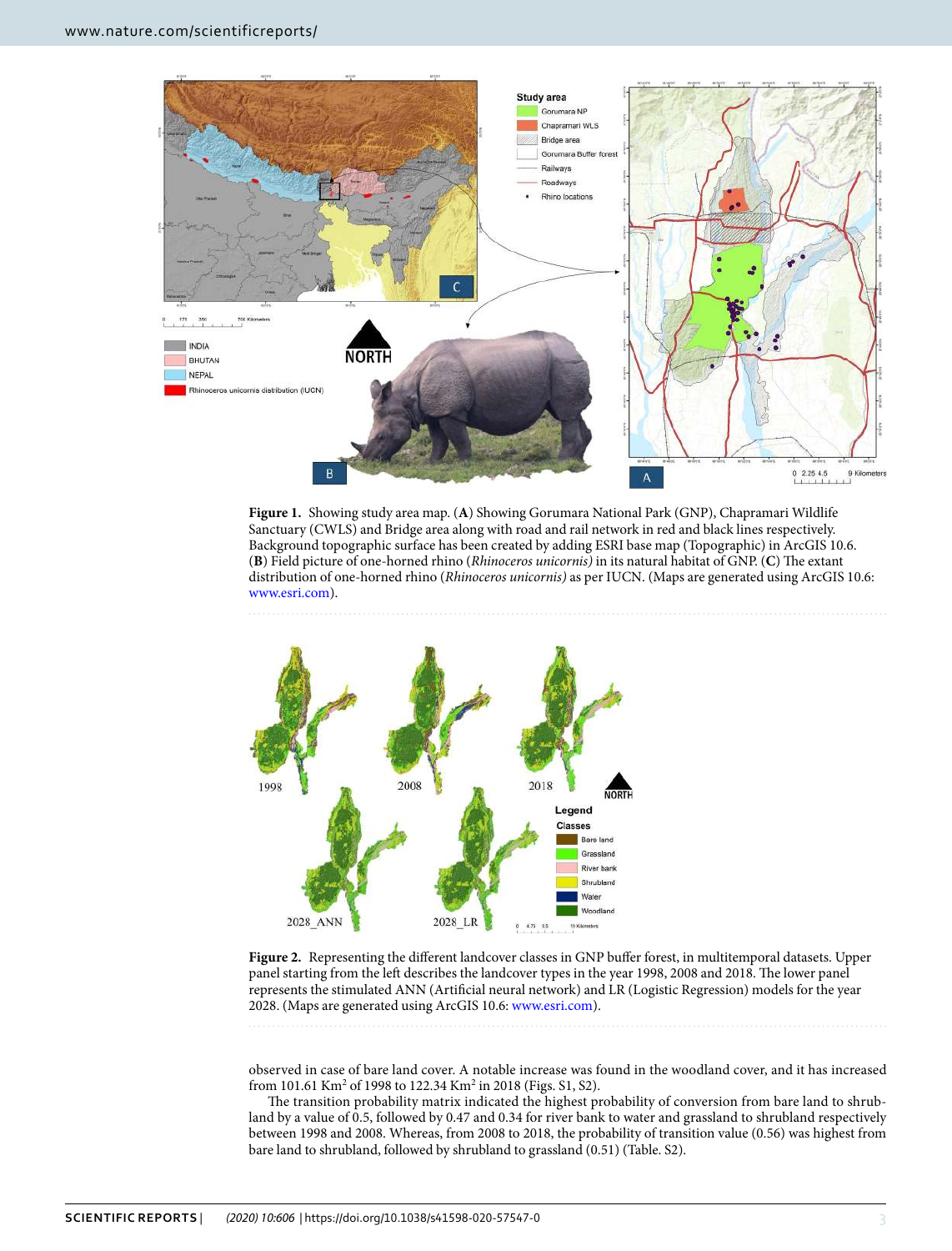**Figure 1.** Showing study area map. (**A**) Showing Gorumara National Park (GNP), Chapramari Wildlife Sanctuary (CWLS) and Bridge area along with road and rail network in red and black lines respectively. Background topographic surface has been created by adding ESRI base map (Topographic) in ArcGIS 10.6. (**B**) Field picture of one-horned rhino (*Rhinoceros unicornis)* in its natural habitat of GNP. (**C**) The extant distribution of one-horned rhino (*Rhinoceros unicornis)* as per IUCN. (Maps are generated using ArcGIS 10.6: www.esri.com).

**Figure 2.** Representing the different landcover classes in GNP buffer forest, in multitemporal datasets. Upper panel starting from the left describes the landcover types in the year 1998, 2008 and 2018. The lower panel represents the stimulated ANN (Artificial neural network) and LR (Logistic Regression) models for the year 2028. (Maps are generated using ArcGIS 10.6: www.esri.com).

observed in case of bare land cover. A notable increase was found in the woodland cover, and it has increased from 101.61 $Km^2$ of 1998 to 122.34 $Km^2$ in 2018 (Figs. S1, S2).

The transition probability matrix indicated the highest probability of conversion from bare land to shrubland by a value of 0.5, followed by 0.47 and 0.34 for river bank to water and grassland to shrubland respectively between 1998 and 2008. Whereas, from 2008 to 2018, the probability of transition value (0.56) was highest from bare land to shrubland, followed by shrubland to grassland (0.51) (Table. S2).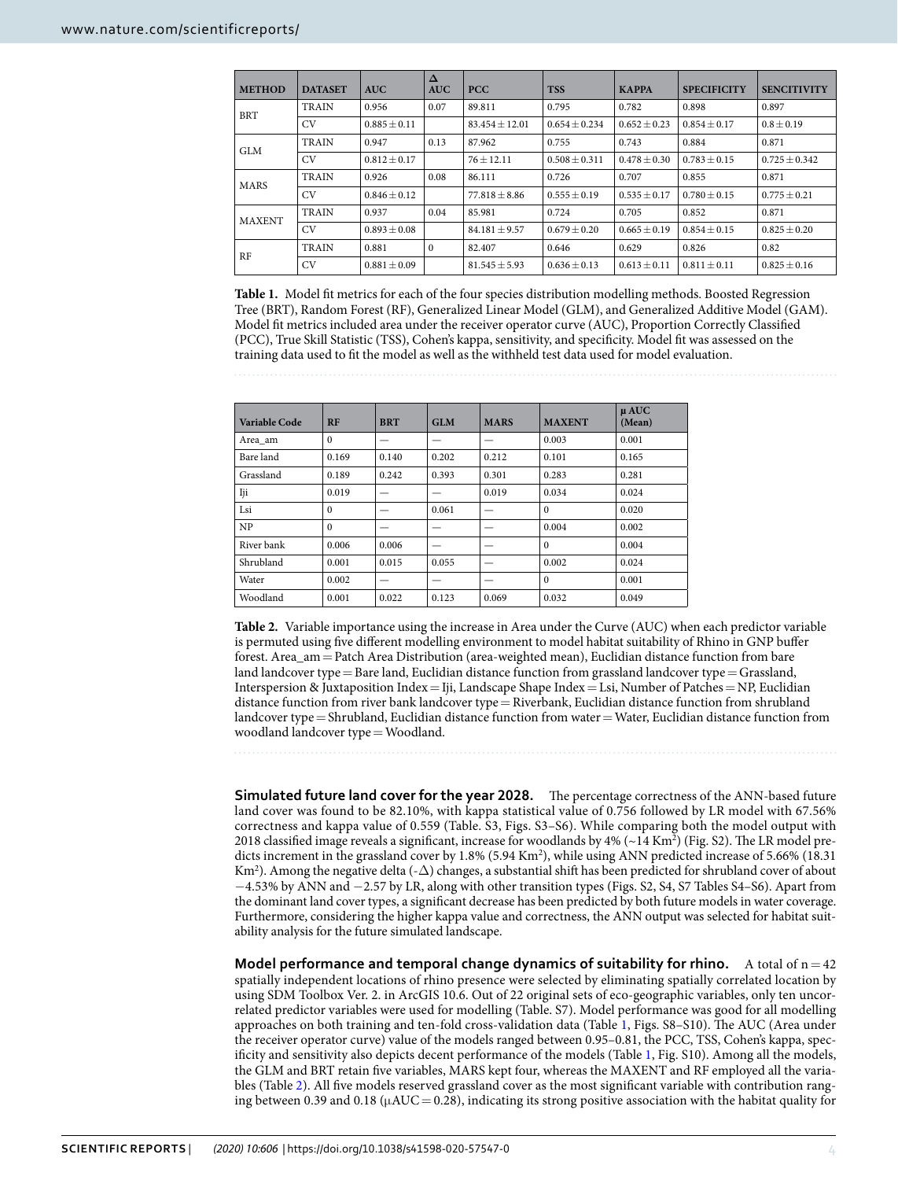| METHOD | DATASET | AUC | Δ AUC | PCC | TSS | KAPPA | SPECIFICITY | SENCITIVITY |
|---|---|---|---|---|---|---|---|---|
| BRT | TRAIN | 0.956 | 0.07 | 89.811 | 0.795 | 0.782 | 0.898 | 0.897 |
| | CV | 0.885 ± 0.11 | | 83.454 ± 12.01 | 0.654 ± 0.234 | 0.652 ± 0.23 | 0.854 ± 0.17 | 0.8 ± 0.19 |
| GLM | TRAIN | 0.947 | 0.13 | 87.962 | 0.755 | 0.743 | 0.884 | 0.871 |
| | CV | 0.812 ± 0.17 | | 76 ± 12.11 | 0.508 ± 0.311 | 0.478 ± 0.30 | 0.783 ± 0.15 | 0.725 ± 0.342 |
| MARS | TRAIN | 0.926 | 0.08 | 86.111 | 0.726 | 0.707 | 0.855 | 0.871 |
| | CV | 0.846 ± 0.12 | | 77.818 ± 8.86 | 0.555 ± 0.19 | 0.535 ± 0.17 | 0.780 ± 0.15 | 0.775 ± 0.21 |
| MAXENT | TRAIN | 0.937 | 0.04 | 85.981 | 0.724 | 0.705 | 0.852 | 0.871 |
| | CV | 0.893 ± 0.08 | | 84.181 ± 9.57 | 0.679 ± 0.20 | 0.665 ± 0.19 | 0.854 ± 0.15 | 0.825 ± 0.20 |
| RF | TRAIN | 0.881 | 0 | 82.407 | 0.646 | 0.629 | 0.826 | 0.82 |
| | CV | 0.881 ± 0.09 | | 81.545 ± 5.93 | 0.636 ± 0.13 | 0.613 ± 0.11 | 0.811 ± 0.11 | 0.825 ± 0.16 |

**Table 1.** Model fit metrics for each of the four species distribution modelling methods. Boosted Regression Tree (BRT), Random Forest (RF), Generalized Linear Model (GLM), and Generalized Additive Model (GAM). Model fit metrics included area under the receiver operator curve (AUC), Proportion Correctly Classified (PCC), True Skill Statistic (TSS), Cohen's kappa, sensitivity, and specificity. Model fit was assessed on the training data used to fit the model as well as the withheld test data used for model evaluation.

| Variable Code | RF | BRT | GLM | MARS | MAXENT | µ AUC (Mean) |
|---|---|---|---|---|---|---|
| Area_am | 0 | — | — | — | 0.003 | 0.001 |
| Bare land | 0.169 | 0.140 | 0.202 | 0.212 | 0.101 | 0.165 |
| Grassland | 0.189 | 0.242 | 0.393 | 0.301 | 0.283 | 0.281 |
| Iji | 0.019 | — | — | 0.019 | 0.034 | 0.024 |
| Lsi | 0 | — | 0.061 | — | 0 | 0.020 |
| NP | 0 | — | — | — | 0.004 | 0.002 |
| River bank | 0.006 | 0.006 | — | — | 0 | 0.004 |
| Shrubland | 0.001 | 0.015 | 0.055 | — | 0.002 | 0.024 |
| Water | 0.002 | — | — | — | 0 | 0.001 |
| Woodland | 0.001 | 0.022 | 0.123 | 0.069 | 0.032 | 0.049 |

**Table 2.** Variable importance using the increase in Area under the Curve (AUC) when each predictor variable is permuted using five different modelling environment to model habitat suitability of Rhino in GNP buffer forest. Area_am = Patch Area Distribution (area-weighted mean), Euclidian distance function from bare land landcover type = Bare land, Euclidian distance function from grassland landcover type = Grassland, Interspersion & Juxtaposition Index = Iji, Landscape Shape Index = Lsi, Number of Patches = NP, Euclidian distance function from river bank landcover type = Riverbank, Euclidian distance function from shrubland landcover type = Shrubland, Euclidian distance function from water = Water, Euclidian distance function from woodland landcover type = Woodland.

**Simulated future land cover for the year 2028.** The percentage correctness of the ANN-based future land cover was found to be 82.10%, with kappa statistical value of 0.756 followed by LR model with 67.56% correctness and kappa value of 0.559 (Table. S3, Figs. S3–S6). While comparing both the model output with 2018 classified image reveals a significant, increase for woodlands by 4% (~14 $Km^2$) (Fig. S2). The LR model predicts increment in the grassland cover by 1.8% (5.94 $Km^2$), while using ANN predicted increase of 5.66% (18.31 $Km^2$). Among the negative delta (-Δ) changes, a substantial shift has been predicted for shrubland cover of about −4.53% by ANN and −2.57 by LR, along with other transition types (Figs. S2, S4, S7 Tables S4–S6). Apart from the dominant land cover types, a significant decrease has been predicted by both future models in water coverage. Furthermore, considering the higher kappa value and correctness, the ANN output was selected for habitat suitability analysis for the future simulated landscape.

**Model performance and temporal change dynamics of suitability for rhino.** A total of n = 42 spatially independent locations of rhino presence were selected by eliminating spatially correlated location by using SDM Toolbox Ver. 2. in ArcGIS 10.6. Out of 22 original sets of eco-geographic variables, only ten uncorrelated predictor variables were used for modelling (Table. S7). Model performance was good for all modelling approaches on both training and ten-fold cross-validation data (Table 1, Figs. S8–S10). The AUC (Area under the receiver operator curve) value of the models ranged between 0.95–0.81, the PCC, TSS, Cohen's kappa, specificity and sensitivity also depicts decent performance of the models (Table 1, Fig. S10). Among all the models, the GLM and BRT retain five variables, MARS kept four, whereas the MAXENT and RF employed all the variables (Table 2). All five models reserved grassland cover as the most significant variable with contribution ranging between 0.39 and 0.18 (µAUC = 0.28), indicating its strong positive association with the habitat quality for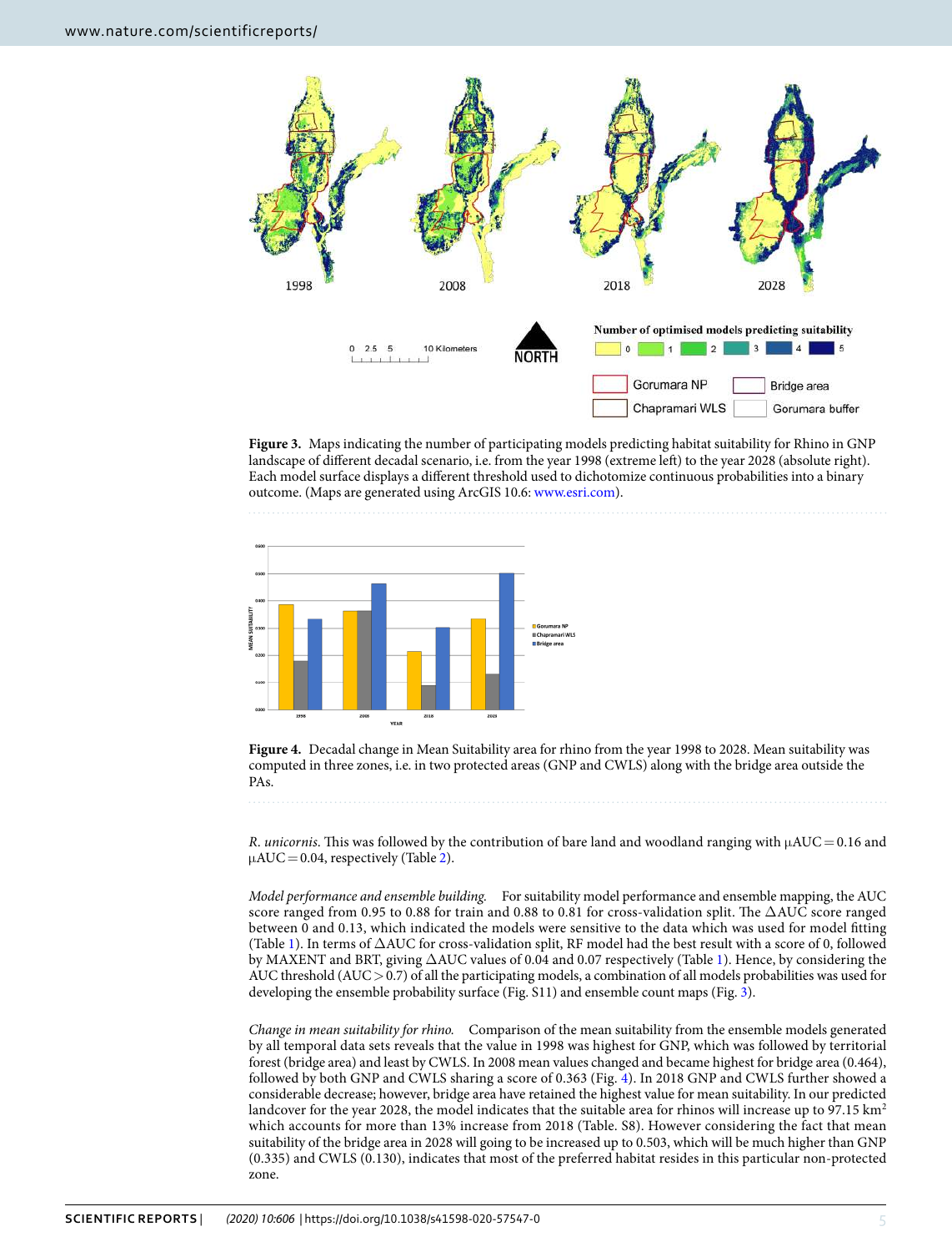**Figure 3.** Maps indicating the number of participating models predicting habitat suitability for Rhino in GNP landscape of different decadal scenario, i.e. from the year 1998 (extreme left) to the year 2028 (absolute right). Each model surface displays a different threshold used to dichotomize continuous probabilities into a binary outcome. (Maps are generated using ArcGIS 10.6: www.esri.com).

**Figure 4.** Decadal change in Mean Suitability area for rhino from the year 1998 to 2028. Mean suitability was computed in three zones, i.e. in two protected areas (GNP and CWLS) along with the bridge area outside the PAs.

*R. unicornis*. This was followed by the contribution of bare land and woodland ranging with $\mu AUC = 0.16$ and $\mu AUC = 0.04$, respectively (Table 2).

*Model performance and ensemble building.* For suitability model performance and ensemble mapping, the AUC score ranged from 0.95 to 0.88 for train and 0.88 to 0.81 for cross-validation split. The $\Delta AUC$ score ranged between 0 and 0.13, which indicated the models were sensitive to the data which was used for model fitting (Table 1). In terms of $\Delta AUC$ for cross-validation split, RF model had the best result with a score of 0, followed by MAXENT and BRT, giving $\Delta AUC$ values of 0.04 and 0.07 respectively (Table 1). Hence, by considering the AUC threshold ($AUC > 0.7$) of all the participating models, a combination of all models probabilities was used for developing the ensemble probability surface (Fig. S11) and ensemble count maps (Fig. 3).

*Change in mean suitability for rhino.* Comparison of the mean suitability from the ensemble models generated by all temporal data sets reveals that the value in 1998 was highest for GNP, which was followed by territorial forest (bridge area) and least by CWLS. In 2008 mean values changed and became highest for bridge area (0.464), followed by both GNP and CWLS sharing a score of 0.363 (Fig. 4). In 2018 GNP and CWLS further showed a considerable decrease; however, bridge area have retained the highest value for mean suitability. In our predicted landcover for the year 2028, the model indicates that the suitable area for rhinos will increase up to 97.15 km$^2$ which accounts for more than 13% increase from 2018 (Table. S8). However considering the fact that mean suitability of the bridge area in 2028 will going to be increased up to 0.503, which will be much higher than GNP (0.335) and CWLS (0.130), indicates that most of the preferred habitat resides in this particular non-protected zone.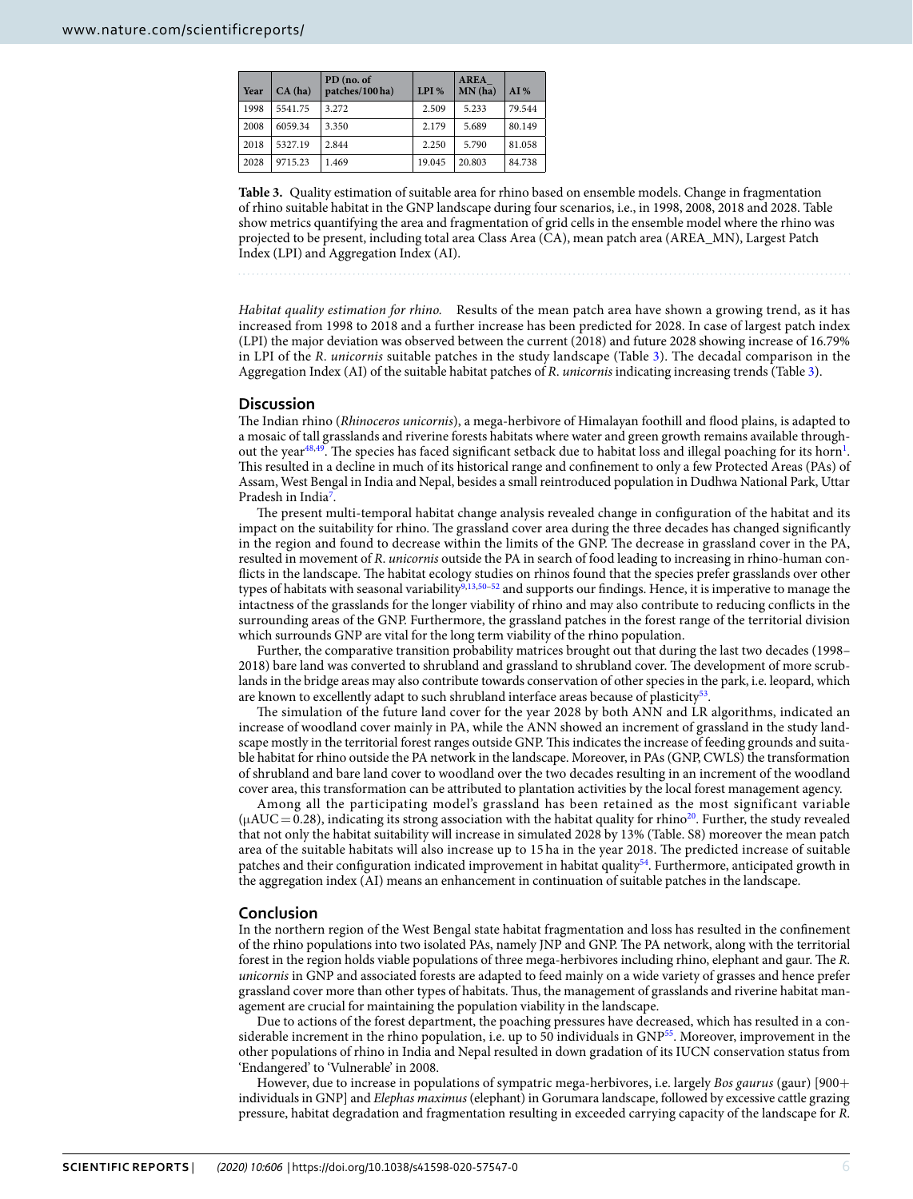| Year | CA (ha) | PD (no. of patches/100 ha) | LPI % | AREA_MN (ha) | AI % |
|---|---|---|---|---|---|
| 1998 | 5541.75 | 3.272 | 2.509 | 5.233 | 79.544 |
| 2008 | 6059.34 | 3.350 | 2.179 | 5.689 | 80.149 |
| 2018 | 5327.19 | 2.844 | 2.250 | 5.790 | 81.058 |
| 2028 | 9715.23 | 1.469 | 19.045 | 20.803 | 84.738 |

**Table 3.** Quality estimation of suitable area for rhino based on ensemble models. Change in fragmentation of rhino suitable habitat in the GNP landscape during four scenarios, i.e., in 1998, 2008, 2018 and 2028. Table show metrics quantifying the area and fragmentation of grid cells in the ensemble model where the rhino was projected to be present, including total area Class Area (CA), mean patch area (AREA_MN), Largest Patch Index (LPI) and Aggregation Index (AI).

*Habitat quality estimation for rhino.* Results of the mean patch area have shown a growing trend, as it has increased from 1998 to 2018 and a further increase has been predicted for 2028. In case of largest patch index (LPI) the major deviation was observed between the current (2018) and future 2028 showing increase of 16.79% in LPI of the *R. unicornis* suitable patches in the study landscape (Table 3). The decadal comparison in the Aggregation Index (AI) of the suitable habitat patches of *R. unicornis* indicating increasing trends (Table 3).

## Discussion

The Indian rhino (*Rhinoceros unicornis*), a mega-herbivore of Himalayan foothill and flood plains, is adapted to a mosaic of tall grasslands and riverine forests habitats where water and green growth remains available throughout the year[48,49]. The species has faced significant setback due to habitat loss and illegal poaching for its horn[1]. This resulted in a decline in much of its historical range and confinement to only a few Protected Areas (PAs) of Assam, West Bengal in India and Nepal, besides a small reintroduced population in Dudhwa National Park, Uttar Pradesh in India[7].

The present multi-temporal habitat change analysis revealed change in configuration of the habitat and its impact on the suitability for rhino. The grassland cover area during the three decades has changed significantly in the region and found to decrease within the limits of the GNP. The decrease in grassland cover in the PA, resulted in movement of *R. unicornis* outside the PA in search of food leading to increasing in rhino-human conflicts in the landscape. The habitat ecology studies on rhinos found that the species prefer grasslands over other types of habitats with seasonal variability[9,13,50–52] and supports our findings. Hence, it is imperative to manage the intactness of the grasslands for the longer viability of rhino and may also contribute to reducing conflicts in the surrounding areas of the GNP. Furthermore, the grassland patches in the forest range of the territorial division which surrounds GNP are vital for the long term viability of the rhino population.

Further, the comparative transition probability matrices brought out that during the last two decades (1998–2018) bare land was converted to shrubland and grassland to shrubland cover. The development of more scrublands in the bridge areas may also contribute towards conservation of other species in the park, i.e. leopard, which are known to excellently adapt to such shrubland interface areas because of plasticity[53].

The simulation of the future land cover for the year 2028 by both ANN and LR algorithms, indicated an increase of woodland cover mainly in PA, while the ANN showed an increment of grassland in the study landscape mostly in the territorial forest ranges outside GNP. This indicates the increase of feeding grounds and suitable habitat for rhino outside the PA network in the landscape. Moreover, in PAs (GNP, CWLS) the transformation of shrubland and bare land cover to woodland over the two decades resulting in an increment of the woodland cover area, this transformation can be attributed to plantation activities by the local forest management agency.

Among all the participating model's grassland has been retained as the most significant variable ($\mu$AUC = 0.28), indicating its strong association with the habitat quality for rhino[20]. Further, the study revealed that not only the habitat suitability will increase in simulated 2028 by 13% (Table. S8) moreover the mean patch area of the suitable habitats will also increase up to 15 ha in the year 2018. The predicted increase of suitable patches and their configuration indicated improvement in habitat quality[54]. Furthermore, anticipated growth in the aggregation index (AI) means an enhancement in continuation of suitable patches in the landscape.

## Conclusion

In the northern region of the West Bengal state habitat fragmentation and loss has resulted in the confinement of the rhino populations into two isolated PAs, namely JNP and GNP. The PA network, along with the territorial forest in the region holds viable populations of three mega-herbivores including rhino, elephant and gaur. The *R. unicornis* in GNP and associated forests are adapted to feed mainly on a wide variety of grasses and hence prefer grassland cover more than other types of habitats. Thus, the management of grasslands and riverine habitat management are crucial for maintaining the population viability in the landscape.

Due to actions of the forest department, the poaching pressures have decreased, which has resulted in a considerable increment in the rhino population, i.e. up to 50 individuals in GNP[55]. Moreover, improvement in the other populations of rhino in India and Nepal resulted in down gradation of its IUCN conservation status from 'Endangered' to 'Vulnerable' in 2008.

However, due to increase in populations of sympatric mega-herbivores, i.e. largely *Bos gaurus* (gaur) [900+ individuals in GNP] and *Elephas maximus* (elephant) in Gorumara landscape, followed by excessive cattle grazing pressure, habitat degradation and fragmentation resulting in exceeded carrying capacity of the landscape for *R.*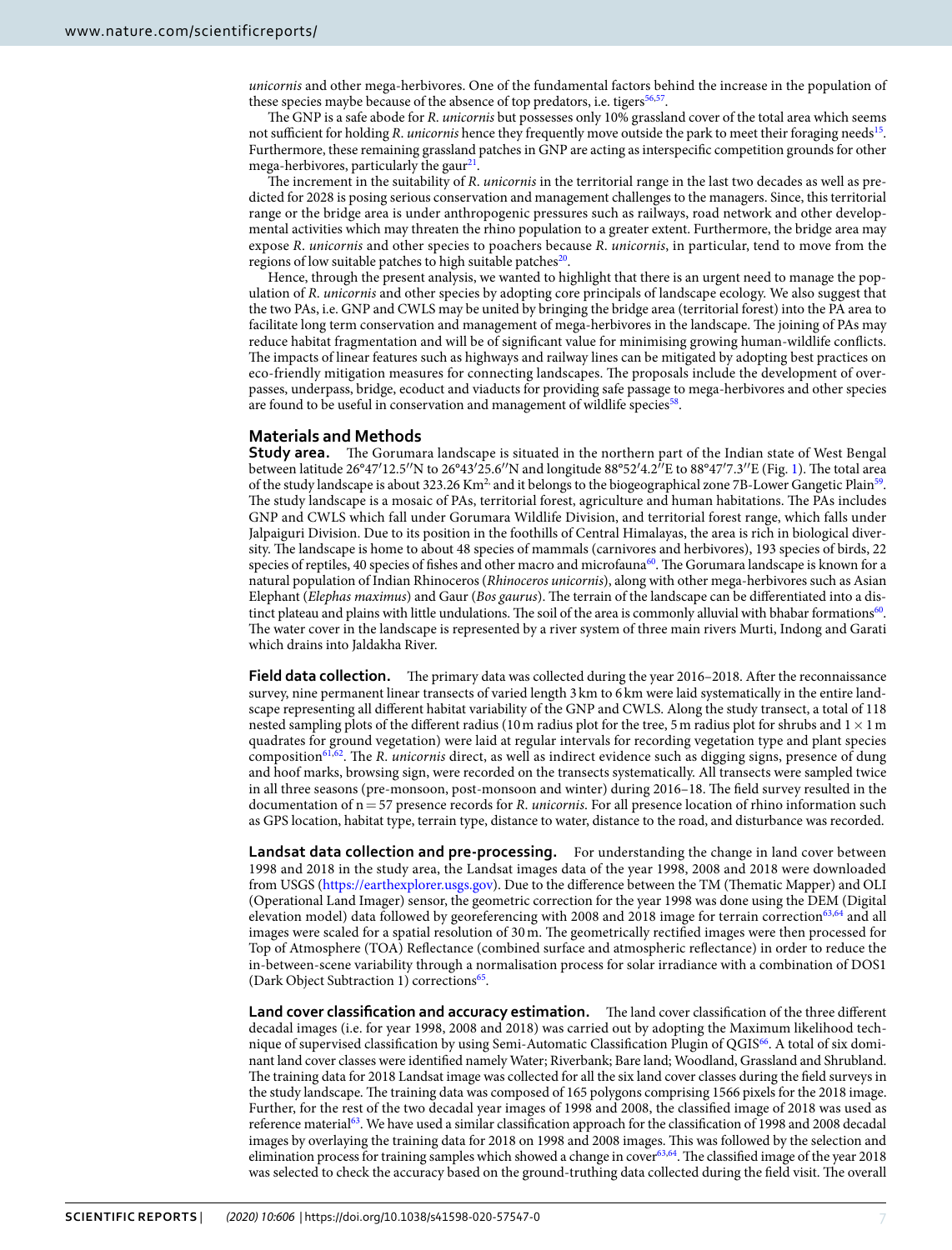*unicornis* and other mega-herbivores. One of the fundamental factors behind the increase in the population of these species maybe because of the absence of top predators, i.e. tigers[56,57].

The GNP is a safe abode for *R. unicornis* but possesses only 10% grassland cover of the total area which seems not sufficient for holding *R. unicornis* hence they frequently move outside the park to meet their foraging needs[15]. Furthermore, these remaining grassland patches in GNP are acting as interspecific competition grounds for other mega-herbivores, particularly the gaur[21].

The increment in the suitability of *R. unicornis* in the territorial range in the last two decades as well as predicted for 2028 is posing serious conservation and management challenges to the managers. Since, this territorial range or the bridge area is under anthropogenic pressures such as railways, road network and other developmental activities which may threaten the rhino population to a greater extent. Furthermore, the bridge area may expose *R. unicornis* and other species to poachers because *R. unicornis*, in particular, tend to move from the regions of low suitable patches to high suitable patches[20].

Hence, through the present analysis, we wanted to highlight that there is an urgent need to manage the population of *R. unicornis* and other species by adopting core principals of landscape ecology. We also suggest that the two PAs, i.e. GNP and CWLS may be united by bringing the bridge area (territorial forest) into the PA area to facilitate long term conservation and management of mega-herbivores in the landscape. The joining of PAs may reduce habitat fragmentation and will be of significant value for minimising growing human-wildlife conflicts. The impacts of linear features such as highways and railway lines can be mitigated by adopting best practices on eco-friendly mitigation measures for connecting landscapes. The proposals include the development of overpasses, underpass, bridge, ecoduct and viaducts for providing safe passage to mega-herbivores and other species are found to be useful in conservation and management of wildlife species[58].

## Materials and Methods

**Study area.** The Gorumara landscape is situated in the northern part of the Indian state of West Bengal between latitude 26°47′12.5″N to 26°43′25.6″N and longitude 88°52′4.2″E to 88°47′7.3″E (Fig. 1). The total area of the study landscape is about 323.26 Km$^{2}$ and it belongs to the biogeographical zone 7B-Lower Gangetic Plain[59]. The study landscape is a mosaic of PAs, territorial forest, agriculture and human habitations. The PAs includes GNP and CWLS which fall under Gorumara Wildlife Division, and territorial forest range, which falls under Jalpaiguri Division. Due to its position in the foothills of Central Himalayas, the area is rich in biological diversity. The landscape is home to about 48 species of mammals (carnivores and herbivores), 193 species of birds, 22 species of reptiles, 40 species of fishes and other macro and microfauna[60]. The Gorumara landscape is known for a natural population of Indian Rhinoceros (*Rhinoceros unicornis*), along with other mega-herbivores such as Asian Elephant (*Elephas maximus*) and Gaur (*Bos gaurus*). The terrain of the landscape can be differentiated into a distinct plateau and plains with little undulations. The soil of the area is commonly alluvial with bhabar formations[60]. The water cover in the landscape is represented by a river system of three main rivers Murti, Indong and Garati which drains into Jaldakha River.

**Field data collection.** The primary data was collected during the year 2016–2018. After the reconnaissance survey, nine permanent linear transects of varied length 3 km to 6 km were laid systematically in the entire landscape representing all different habitat variability of the GNP and CWLS. Along the study transect, a total of 118 nested sampling plots of the different radius (10 m radius plot for the tree, 5 m radius plot for shrubs and 1 × 1 m quadrates for ground vegetation) were laid at regular intervals for recording vegetation type and plant species composition[61,62]. The *R. unicornis* direct, as well as indirect evidence such as digging signs, presence of dung and hoof marks, browsing sign, were recorded on the transects systematically. All transects were sampled twice in all three seasons (pre-monsoon, post-monsoon and winter) during 2016–18. The field survey resulted in the documentation of n = 57 presence records for *R. unicornis*. For all presence location of rhino information such as GPS location, habitat type, terrain type, distance to water, distance to the road, and disturbance was recorded.

**Landsat data collection and pre-processing.** For understanding the change in land cover between 1998 and 2018 in the study area, the Landsat images data of the year 1998, 2008 and 2018 were downloaded from USGS (https://earthexplorer.usgs.gov). Due to the difference between the TM (Thematic Mapper) and OLI (Operational Land Imager) sensor, the geometric correction for the year 1998 was done using the DEM (Digital elevation model) data followed by georeferencing with 2008 and 2018 image for terrain correction[63,64] and all images were scaled for a spatial resolution of 30 m. The geometrically rectified images were then processed for Top of Atmosphere (TOA) Reflectance (combined surface and atmospheric reflectance) in order to reduce the in-between-scene variability through a normalisation process for solar irradiance with a combination of DOS1 (Dark Object Subtraction 1) corrections[65].

**Land cover classification and accuracy estimation.** The land cover classification of the three different decadal images (i.e. for year 1998, 2008 and 2018) was carried out by adopting the Maximum likelihood technique of supervised classification by using Semi-Automatic Classification Plugin of QGIS[66]. A total of six dominant land cover classes were identified namely Water; Riverbank; Bare land; Woodland, Grassland and Shrubland. The training data for 2018 Landsat image was collected for all the six land cover classes during the field surveys in the study landscape. The training data was composed of 165 polygons comprising 1566 pixels for the 2018 image. Further, for the rest of the two decadal year images of 1998 and 2008, the classified image of 2018 was used as reference material[63]. We have used a similar classification approach for the classification of 1998 and 2008 decadal images by overlaying the training data for 2018 on 1998 and 2008 images. This was followed by the selection and elimination process for training samples which showed a change in cover[63,64]. The classified image of the year 2018 was selected to check the accuracy based on the ground-truthing data collected during the field visit. The overall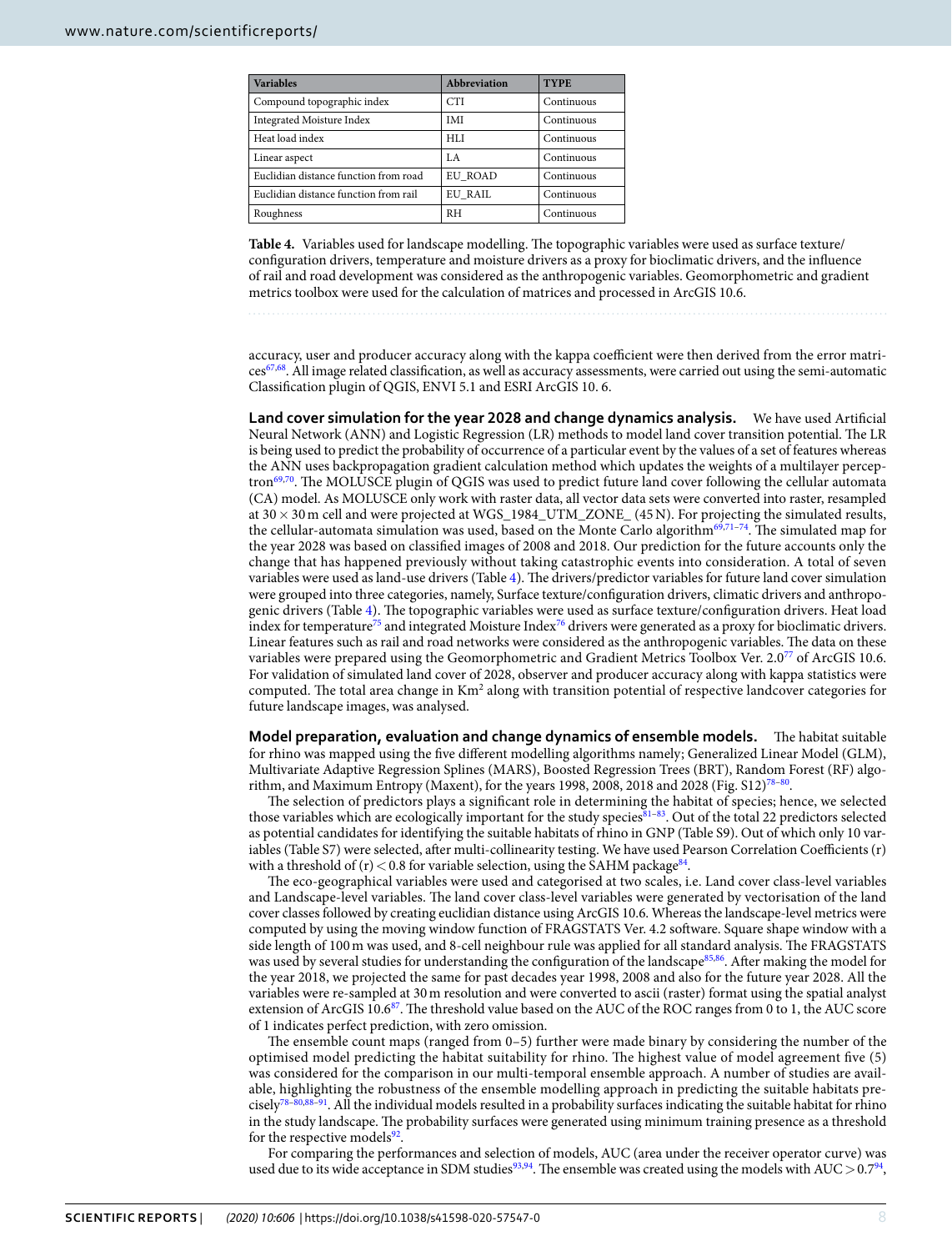| Variables | Abbreviation | TYPE |
|---|---|---|
| Compound topographic index | CTI | Continuous |
| Integrated Moisture Index | IMI | Continuous |
| Heat load index | HLI | Continuous |
| Linear aspect | LA | Continuous |
| Euclidian distance function from road | EU_ROAD | Continuous |
| Euclidian distance function from rail | EU_RAIL | Continuous |
| Roughness | RH | Continuous |

**Table 4.** Variables used for landscape modelling. The topographic variables were used as surface texture/configuration drivers, temperature and moisture drivers as a proxy for bioclimatic drivers, and the influence of rail and road development was considered as the anthropogenic variables. Geomorphometric and gradient metrics toolbox were used for the calculation of matrices and processed in ArcGIS 10.6.

accuracy, user and producer accuracy along with the kappa coefficient were then derived from the error matrices[67,68]. All image related classification, as well as accuracy assessments, were carried out using the semi-automatic Classification plugin of QGIS, ENVI 5.1 and ESRI ArcGIS 10. 6.

**Land cover simulation for the year 2028 and change dynamics analysis.** We have used Artificial Neural Network (ANN) and Logistic Regression (LR) methods to model land cover transition potential. The LR is being used to predict the probability of occurrence of a particular event by the values of a set of features whereas the ANN uses backpropagation gradient calculation method which updates the weights of a multilayer perceptron[69,70]. The MOLUSCE plugin of QGIS was used to predict future land cover following the cellular automata (CA) model. As MOLUSCE only work with raster data, all vector data sets were converted into raster, resampled at 30 × 30 m cell and were projected at WGS_1984_UTM_ZONE_ (45 N). For projecting the simulated results, the cellular-automata simulation was used, based on the Monte Carlo algorithm[69,71–74]. The simulated map for the year 2028 was based on classified images of 2008 and 2018. Our prediction for the future accounts only the change that has happened previously without taking catastrophic events into consideration. A total of seven variables were used as land-use drivers (Table 4). The drivers/predictor variables for future land cover simulation were grouped into three categories, namely, Surface texture/configuration drivers, climatic drivers and anthropogenic drivers (Table 4). The topographic variables were used as surface texture/configuration drivers. Heat load index for temperature[75] and integrated Moisture Index[76] drivers were generated as a proxy for bioclimatic drivers. Linear features such as rail and road networks were considered as the anthropogenic variables. The data on these variables were prepared using the Geomorphometric and Gradient Metrics Toolbox Ver. 2.0[77] of ArcGIS 10.6. For validation of simulated land cover of 2028, observer and producer accuracy along with kappa statistics were computed. The total area change in $Km^2$ along with transition potential of respective landcover categories for future landscape images, was analysed.

**Model preparation, evaluation and change dynamics of ensemble models.** The habitat suitable for rhino was mapped using the five different modelling algorithms namely; Generalized Linear Model (GLM), Multivariate Adaptive Regression Splines (MARS), Boosted Regression Trees (BRT), Random Forest (RF) algorithm, and Maximum Entropy (Maxent), for the years 1998, 2008, 2018 and 2028 (Fig. S12)[78–80].

The selection of predictors plays a significant role in determining the habitat of species; hence, we selected those variables which are ecologically important for the study species[81–83]. Out of the total 22 predictors selected as potential candidates for identifying the suitable habitats of rhino in GNP (Table S9). Out of which only 10 variables (Table S7) were selected, after multi-collinearity testing. We have used Pearson Correlation Coefficients (r) with a threshold of (r) < 0.8 for variable selection, using the SAHM package[84].

The eco-geographical variables were used and categorised at two scales, i.e. Land cover class-level variables and Landscape-level variables. The land cover class-level variables were generated by vectorisation of the land cover classes followed by creating euclidian distance using ArcGIS 10.6. Whereas the landscape-level metrics were computed by using the moving window function of FRAGSTATS Ver. 4.2 software. Square shape window with a side length of 100 m was used, and 8-cell neighbour rule was applied for all standard analysis. The FRAGSTATS was used by several studies for understanding the configuration of the landscape[85,86]. After making the model for the year 2018, we projected the same for past decades year 1998, 2008 and also for the future year 2028. All the variables were re-sampled at 30 m resolution and were converted to ascii (raster) format using the spatial analyst extension of ArcGIS 10.6[87]. The threshold value based on the AUC of the ROC ranges from 0 to 1, the AUC score of 1 indicates perfect prediction, with zero omission.

The ensemble count maps (ranged from 0–5) further were made binary by considering the number of the optimised model predicting the habitat suitability for rhino. The highest value of model agreement five (5) was considered for the comparison in our multi-temporal ensemble approach. A number of studies are available, highlighting the robustness of the ensemble modelling approach in predicting the suitable habitats precisely[78–80,88–91]. All the individual models resulted in a probability surfaces indicating the suitable habitat for rhino in the study landscape. The probability surfaces were generated using minimum training presence as a threshold for the respective models[92].

For comparing the performances and selection of models, AUC (area under the receiver operator curve) was used due to its wide acceptance in SDM studies[93,94]. The ensemble was created using the models with AUC > 0.7[94],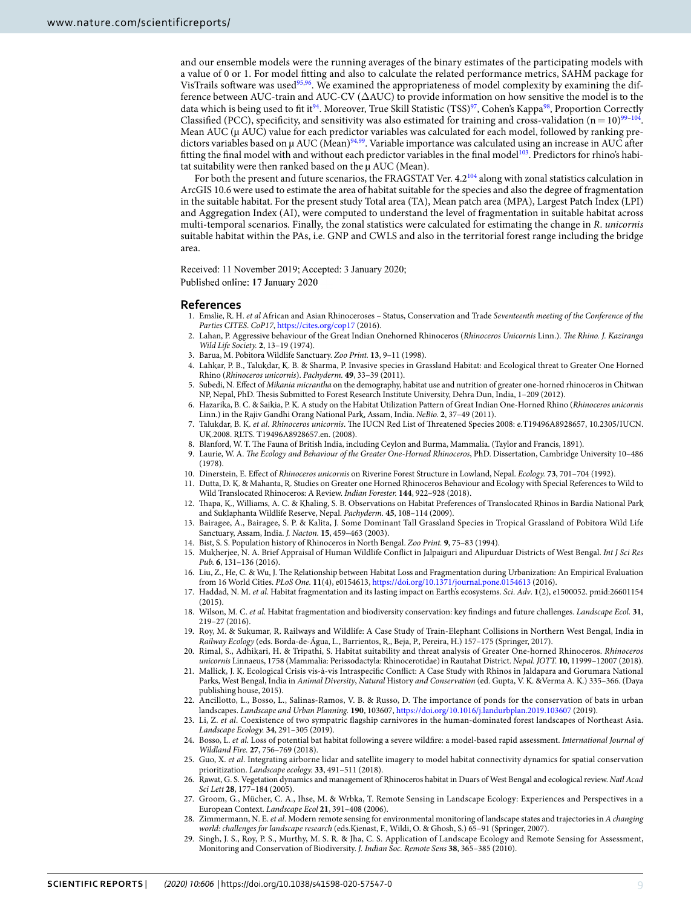and our ensemble models were the running averages of the binary estimates of the participating models with a value of 0 or 1. For model fitting and also to calculate the related performance metrics, SAHM package for VisTrails software was used[95,96]. We examined the appropriateness of model complexity by examining the difference between AUC-train and AUC-CV (ΔAUC) to provide information on how sensitive the model is to the data which is being used to fit it[94]. Moreover, True Skill Statistic (TSS)[97], Cohen's Kappa[98], Proportion Correctly Classified (PCC), specificity, and sensitivity was also estimated for training and cross-validation ($n = 10$)[99–104]. Mean AUC (μ AUC) value for each predictor variables was calculated for each model, followed by ranking predictors variables based on μ AUC (Mean)[94,99]. Variable importance was calculated using an increase in AUC after fitting the final model with and without each predictor variables in the final model[103]. Predictors for rhino's habitat suitability were then ranked based on the μ AUC (Mean).

For both the present and future scenarios, the FRAGSTAT Ver. 4.2[104] along with zonal statistics calculation in ArcGIS 10.6 were used to estimate the area of habitat suitable for the species and also the degree of fragmentation in the suitable habitat. For the present study Total area (TA), Mean patch area (MPA), Largest Patch Index (LPI) and Aggregation Index (AI), were computed to understand the level of fragmentation in suitable habitat across multi-temporal scenarios. Finally, the zonal statistics were calculated for estimating the change in *R. unicornis* suitable habitat within the PAs, i.e. GNP and CWLS and also in the territorial forest range including the bridge area.

Received: 11 November 2019; Accepted: 3 January 2020;
Published online: 17 January 2020

## References

1. Emslie, R. H. *et al* African and Asian Rhinoceroses – Status, Conservation and Trade *Seventeenth meeting of the Conference of the Parties CITES. CoP17*, https://cites.org/cop17 (2016).
2. Lahan, P. Aggressive behaviour of the Great Indian Onehorned Rhinoceros (*Rhinoceros Unicornis* Linn.). *The Rhino. J. Kaziranga Wild Life Society.* **2**, 13–19 (1974).
3. Barua, M. Pobitora Wildlife Sanctuary. *Zoo Print.* **13**, 9–11 (1998).
4. Lahkar, P. B., Talukdar, K. B. & Sharma, P. Invasive species in Grassland Habitat: and Ecological threat to Greater One Horned Rhino (*Rhinoceros unicornis*). *Pachyderm.* **49**, 33–39 (2011).
5. Subedi, N. Effect of *Mikania micrantha* on the demography, habitat use and nutrition of greater one-horned rhinoceros in Chitwan NP, Nepal, PhD. Thesis Submitted to Forest Research Institute University, Dehra Dun, India, 1–209 (2012).
6. Hazarika, B. C. & Saikia, P. K. A study on the Habitat Utilization Pattern of Great Indian One-Horned Rhino (*Rhinoceros unicornis* Linn.) in the Rajiv Gandhi Orang National Park, Assam, India. *NeBio.* **2**, 37–49 (2011).
7. Talukdar, B. K. *et al*. *Rhinoceros unicornis*. The IUCN Red List of Threatened Species 2008: e.T19496A8928657, 10.2305/IUCN.UK.2008. RLTS. T19496A8928657.en. (2008).
8. Blanford, W. T. The Fauna of British India, including Ceylon and Burma, Mammalia. (Taylor and Francis, 1891).
9. Laurie, W. A. *The Ecology and Behaviour of the Greater One-Horned Rhinoceros*, PhD. Dissertation, Cambridge University 10–486 (1978).
10. Dinerstein, E. Effect of *Rhinoceros unicornis* on Riverine Forest Structure in Lowland, Nepal. *Ecology.* **73**, 701–704 (1992).
11. Dutta, D. K. & Mahanta, R. Studies on Greater one Horned Rhinoceros Behaviour and Ecology with Special References to Wild to Wild Translocated Rhinoceros: A Review. *Indian Forester.* **144**, 922–928 (2018).
12. Thapa, K., Williams, A. C. & Khaling, S. B. Observations on Habitat Preferences of Translocated Rhinos in Bardia National Park and Suklaphanta Wildlife Reserve, Nepal. *Pachyderm.* **45**, 108–114 (2009).
13. Bairagee, A., Bairagee, S. P. & Kalita, J. Some Dominant Tall Grassland Species in Tropical Grassland of Pobitora Wild Life Sanctuary, Assam, India. *J. Nacton.* **15**, 459–463 (2003).
14. Bist, S. S. Population history of Rhinoceros in North Bengal. *Zoo Print.* **9**, 75–83 (1994).
15. Mukherjee, N. A. Brief Appraisal of Human Wildlife Conflict in Jalpaiguri and Alipurduar Districts of West Bengal. *Int J Sci Res Pub.* **6**, 131–136 (2016).
16. Liu, Z., He, C. & Wu, J. The Relationship between Habitat Loss and Fragmentation during Urbanization: An Empirical Evaluation from 16 World Cities. *PLoS One.* **11**(4), e0154613, https://doi.org/10.1371/journal.pone.0154613 (2016).
17. Haddad, N. M. *et al*. Habitat fragmentation and its lasting impact on Earth's ecosystems. *Sci. Adv*. **1**(2), e1500052. pmid:26601154 (2015).
18. Wilson, M. C. *et al*. Habitat fragmentation and biodiversity conservation: key findings and future challenges. *Landscape Ecol.* **31**, 219–27 (2016).
19. Roy, M. & Sukumar, R. Railways and Wildlife: A Case Study of Train-Elephant Collisions in Northern West Bengal, India in *Railway Ecology* (eds. Borda-de-Água, L., Barrientos, R., Beja, P., Pereira, H.) 157–175 (Springer, 2017).
20. Rimal, S., Adhikari, H. & Tripathi, S. Habitat suitability and threat analysis of Greater One-horned Rhinoceros. *Rhinoceros unicornis* Linnaeus, 1758 (Mammalia: Perissodactyla: Rhinocerotidae) in Rautahat District. *Nepal. JOTT.* **10**, 11999–12007 (2018).
21. Mallick, J. K. Ecological Crisis vis-à-vis Intraspecific Conflict: A Case Study with Rhinos in Jaldapara and Gorumara National Parks, West Bengal, India in *Animal Diversity*, *Natural* History *and Conservation* (ed. Gupta, V. K. &Verma A. K.) 335–366. (Daya publishing house, 2015).
22. Ancillotto, L., Bosso, L., Salinas-Ramos, V. B. & Russo, D. The importance of ponds for the conservation of bats in urban landscapes. *Landscape and Urban Planning.* **190**, 103607, https://doi.org/10.1016/j.landurbplan.2019.103607 (2019).
23. Li, Z. *et al*. Coexistence of two sympatric flagship carnivores in the human-dominated forest landscapes of Northeast Asia. *Landscape Ecology.* **34**, 291–305 (2019).
24. Bosso, L. *et al*. Loss of potential bat habitat following a severe wildfire: a model-based rapid assessment. *International Journal of Wildland Fire.* **27**, 756–769 (2018).
25. Guo, X. *et al*. Integrating airborne lidar and satellite imagery to model habitat connectivity dynamics for spatial conservation prioritization. *Landscape ecology.* **33**, 491–511 (2018).
26. Rawat, G. S. Vegetation dynamics and management of Rhinoceros habitat in Duars of West Bengal and ecological review. *Natl Acad Sci Lett* **28**, 177–184 (2005).
27. Groom, G., Mücher, C. A., Ihse, M. & Wrbka, T. Remote Sensing in Landscape Ecology: Experiences and Perspectives in a European Context. *Landscape Ecol* **21**, 391–408 (2006).
28. Zimmermann, N. E. *et al*. Modern remote sensing for environmental monitoring of landscape states and trajectories in *A changing world: challenges for landscape research* (eds.Kienast, F., Wildi, O. & Ghosh, S.) 65–91 (Springer, 2007).
29. Singh, J. S., Roy, P. S., Murthy, M. S. R. & Jha, C. S. Application of Landscape Ecology and Remote Sensing for Assessment, Monitoring and Conservation of Biodiversity. *J. Indian Soc. Remote Sens* **38**, 365–385 (2010).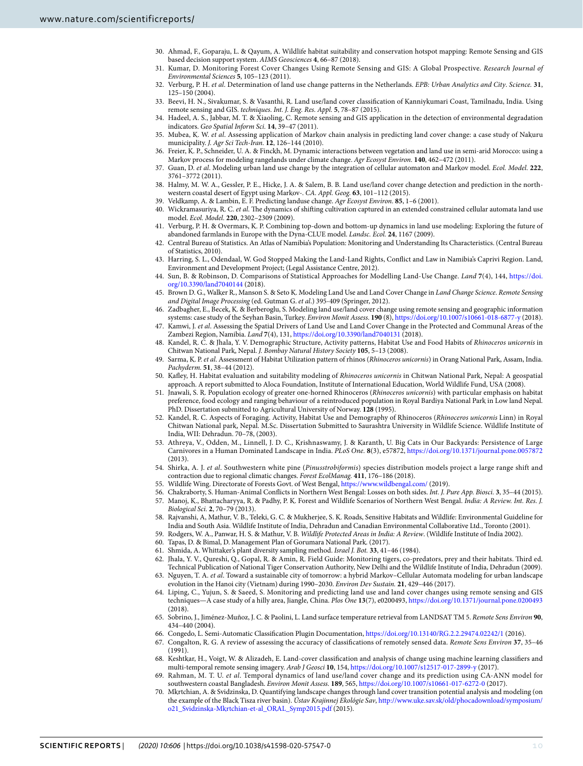30. Ahmad, F., Goparaju, L. & Qayum, A. Wildlife habitat suitability and conservation hotspot mapping: Remote Sensing and GIS based decision support system. *AIMS Geosciences* **4**, 66–87 (2018).
31. Kumar, D. Monitoring Forest Cover Changes Using Remote Sensing and GIS: A Global Prospective. *Research Journal of Environmental Sciences* **5**, 105–123 (2011).
32. Verburg, P. H. *et al*. Determination of land use change patterns in the Netherlands. *EPB: Urban Analytics and City*. *Science*. **31**, 125–150 (2004).
33. Beevi, H. N., Sivakumar, S. & Vasanthi, R. Land use/land cover classification of Kanniykumari Coast, Tamilnadu, India. Using remote sensing and GIS. *techniques*. *Int. J. Eng. Res. Appl*. **5**, 78–87 (2015).
34. Hadeel, A. S., Jabbar, M. T. & Xiaoling, C. Remote sensing and GIS application in the detection of environmental degradation indicators. *Geo Spatial Inform Sci*. **14**, 39–47 (2011).
35. Mubea, K. W. *et al*. Assessing application of Markov chain analysis in predicting land cover change: a case study of Nakuru municipality. *J. Agr Sci Tech-Iran*. **12**, 126–144 (2010).
36. Freier, K. P., Schneider, U. A. & Finckh, M. Dynamic interactions between vegetation and land use in semi-arid Morocco: using a Markov process for modeling rangelands under climate change. *Agr Ecosyst Environ*. **140**, 462–472 (2011).
37. Guan, D. *et al*. Modeling urban land use change by the integration of cellular automaton and Markov model. *Ecol. Model*. **222**, 3761–3772 (2011).
38. Halmy, M. W. A., Gessler, P. E., Hicke, J. A. & Salem, B. B. Land use/land cover change detection and prediction in the north-western coastal desert of Egypt using Markov-. *CA*. *Appl. Geog*. **63**, 101–112 (2015).
39. Veldkamp, A. & Lambin, E. F. Predicting landuse change. *Agr Ecosyst Environ*. **85**, 1–6 (2001).
40. Wickramasuriya, R. C. *et al*. The dynamics of shifting cultivation captured in an extended constrained cellular automata land use model. *Ecol. Model*. **220**, 2302–2309 (2009).
41. Verburg, P. H. & Overmars, K. P. Combining top-down and bottom-up dynamics in land use modeling: Exploring the future of abandoned farmlands in Europe with the Dyna-CLUE model. *Landsc. Ecol*. **24**, 1167 (2009).
42. Central Bureau of Statistics. An Atlas of Namibia's Population: Monitoring and Understanding Its Characteristics. (Central Bureau of Statistics, 2010).
43. Harring, S. L., Odendaal, W. God Stopped Making the Land-Land Rights, Conflict and Law in Namibia's Caprivi Region. Land, Environment and Development Project; (Legal Assistance Centre, 2012).
44. Sun, B. & Robinson, D. Comparisons of Statistical Approaches for Modelling Land-Use Change. *Land* **7**(4), 144, https://doi.org/10.3390/land7040144 (2018).
45. Brown D. G., Walker R., Manson S. & Seto K. Modeling Land Use and Land Cover Change in *Land Change Science*. *Remote Sensing and Digital Image Processing* (ed. Gutman G. *et al*.) 395-409 (Springer, 2012).
46. Zadbagher, E., Becek, K. & Berberoglu, S. Modeling land use/land cover change using remote sensing and geographic information systems: case study of the Seyhan Basin, Turkey. *Environ Monit Assess*. **190** (8), https://doi.org/10.1007/s10661-018-6877-y (2018).
47. Kamwi, J. *et al*. Assessing the Spatial Drivers of Land Use and Land Cover Change in the Protected and Communal Areas of the Zambezi Region, Namibia. *Land* **7**(4), 131, https://doi.org/10.3390/land7040131 (2018).
48. Kandel, R. C. & Jhala, Y. V. Demographic Structure, Activity patterns, Habitat Use and Food Habits of *Rhinoceros unicornis* in Chitwan National Park, Nepal. *J. Bombay Natural History Society* **105**, 5–13 (2008).
49. Sarma, K. P. *et al*. Assessment of Habitat Utilization pattern of rhinos (*Rhinoceros unicornis*) in Orang National Park, Assam, India. *Pachyderm*. **51**, 38–44 (2012).
50. Kafley, H. Habitat evaluation and suitability modeling of *Rhinoceros unicornis* in Chitwan National Park, Nepal: A geospatial approach. A report submitted to Aloca Foundation, Institute of International Education, World Wildlife Fund, USA (2008).
51. Jnawali, S. R. Population ecology of greater one-horned Rhinoceros (*Rhinoceros unicornis*) with particular emphasis on habitat preference, food ecology and ranging behaviour of a reintroduced population in Royal Bardiya National Park in Low land Nepal. PhD. Dissertation submitted to Agricultural University of Norway. **128** (1995).
52. Kandel, R. C. Aspects of Foraging. Activity, Habitat Use and Demography of Rhinoceros (*Rhinoceros unicornis* Linn) in Royal Chitwan National park, Nepal. M.Sc. Dissertation Submitted to Saurashtra University in Wildlife Science. Wildlife Institute of India, WII: Dehradun. 70–78, (2003).
53. Athreya, V., Odden, M., Linnell, J. D. C., Krishnaswamy, J. & Karanth, U. Big Cats in Our Backyards: Persistence of Large Carnivores in a Human Dominated Landscape in India. *PLoS One*. **8**(3), e57872, https://doi.org/10.1371/journal.pone.0057872 (2013).
54. Shirka, A. J. *et al*. Southwestern white pine (*Pinusstrobiformis*) species distribution models project a large range shift and contraction due to regional climatic changes. *Forest EcolManag*. **411**, 176–186 (2018).
55. Wildlife Wing. Directorate of Forests Govt. of West Bengal, https://www.wildbengal.com/ (2019).
56. Chakraborty, S. Human-Animal Conflicts in Northern West Bengal: Losses on both sides. *Int. J. Pure App. Biosci*. **3**, 35–44 (2015).
57. Manoj, K., Bhattacharyya, R. & Padhy, P. K. Forest and Wildlife Scenarios of Northern West Bengal. *India: A Review*. *Int. Res. J. Biological Sci*. **2**, 70–79 (2013).
58. Rajvanshi, A, Mathur, V. B., Teleki, G. C. & Mukherjee, S. K. Roads, Sensitive Habitats and Wildlife: Environmental Guideline for India and South Asia. Wildlife Institute of India, Dehradun and Canadian Environmental Collaborative Ltd., Toronto (2001).
59. Rodgers, W. A., Panwar, H. S. & Mathur, V. B. *Wildlife Protected Areas in India: A Review*. (Wildlife Institute of India 2002).
60. Tapas, D. & Bimal, D. Management Plan of Gorumara National Park. (2017).
61. Shmida, A. Whittaker's plant diversity sampling method. *Israel J. Bot*. **33**, 41–46 (1984).
62. Jhala, Y. V., Qureshi, Q., Gopal, R. & Amin, R. Field Guide: Monitoring tigers, co-predators, prey and their habitats. Third ed. Technical Publication of National Tiger Conservation Authority, New Delhi and the Wildlife Institute of India, Dehradun (2009).
63. Nguyen, T. A. *et al*. Toward a sustainable city of tomorrow: a hybrid Markov–Cellular Automata modeling for urban landscape evolution in the Hanoi city (Vietnam) during 1990–2030. *Environ Dev Sustain*. **21**, 429–446 (2017).
64. Liping, C., Yujun, S. & Saeed, S. Monitoring and predicting land use and land cover changes using remote sensing and GIS techniques—A case study of a hilly area, Jiangle, China. *Plos One* **13**(7), e0200493, https://doi.org/10.1371/journal.pone.0200493 (2018).
65. Sobrino, J., Jiménez-Muñoz, J. C. & Paolini, L. Land surface temperature retrieval from LANDSAT TM 5. *Remote Sens Environ* **90**, 434–440 (2004).
66. Congedo, L. Semi-Automatic Classification Plugin Documentation, https://doi.org/10.13140/RG.2.2.29474.02242/1 (2016).
67. Congalton, R. G. A review of assessing the accuracy of classifications of remotely sensed data. *Remote Sens Environ* **37**, 35–46 (1991).
68. Keshtkar, H., Voigt, W. & Alizadeh, E. Land-cover classification and analysis of change using machine learning classifiers and multi-temporal remote sensing imagery. *Arab J Geosci* **10**, 154, https://doi.org/10.1007/s12517-017-2899-y (2017).
69. Rahman, M. T. U. *et al*. Temporal dynamics of land use/land cover change and its prediction using CA-ANN model for southwestern coastal Bangladesh. *Environ Monit Assess*. **189**, 565, https://doi.org/10.1007/s10661-017-6272-0 (2017).
70. Mkrtchian, A. & Svidzinska, D. Quantifying landscape changes through land cover transition potential analysis and modeling (on the example of the Black Tisza river basin). *Ústav Krajinnej Ekológie Sav*, http://www.uke.sav.sk/old/phocadownload/symposium/o21_Svidzinska-Mkrtchian-et-al_ORAL_Symp2015.pdf (2015).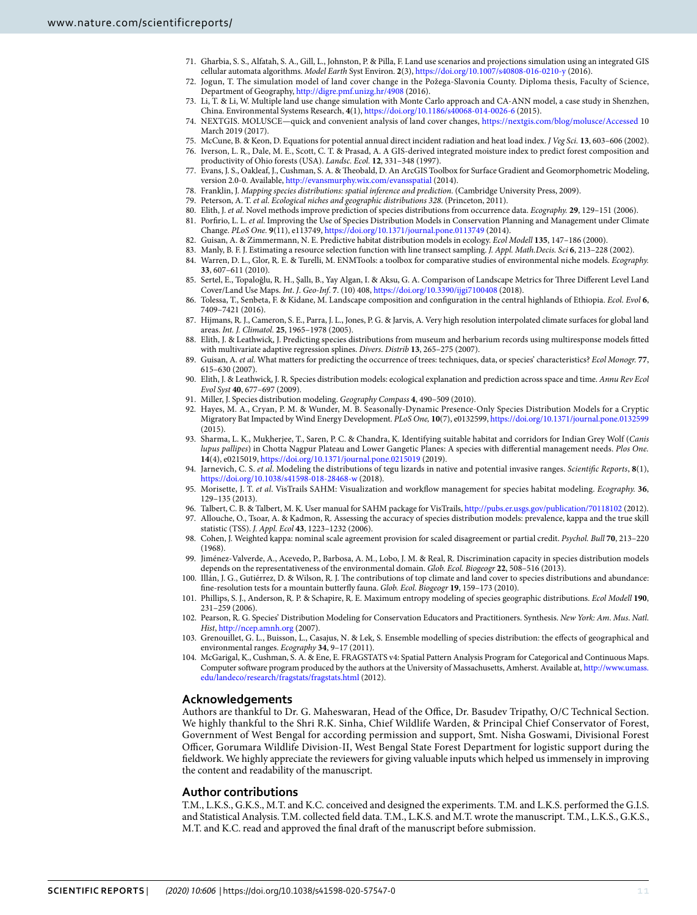71. Gharbia, S. S., Alfatah, S. A., Gill, L., Johnston, P. & Pilla, F. Land use scenarios and projections simulation using an integrated GIS cellular automata algorithms. *Model Earth* Syst Environ. **2**(3), https://doi.org/10.1007/s40808-016-0210-y (2016).
72. Jogun, T. The simulation model of land cover change in the Požega-Slavonia County. Diploma thesis, Faculty of Science, Department of Geography, http://digre.pmf.unizg.hr/4908 (2016).
73. Li, T. & Li, W. Multiple land use change simulation with Monte Carlo approach and CA-ANN model, a case study in Shenzhen, China. Environmental Systems Research, **4**(1), https://doi.org/10.1186/s40068-014-0026-6 (2015).
74. NEXTGIS. MOLUSCE—quick and convenient analysis of land cover changes, https://nextgis.com/blog/molusce/Accessed 10 March 2019 (2017).
75. McCune, B. & Keon, D. Equations for potential annual direct incident radiation and heat load index. *J Veg Sci.* **13**, 603–606 (2002).
76. Iverson, L. R., Dale, M. E., Scott, C. T. & Prasad, A. A GIS-derived integrated moisture index to predict forest composition and productivity of Ohio forests (USA). *Landsc. Ecol.* **12**, 331–348 (1997).
77. Evans, J. S., Oakleaf, J., Cushman, S. A. & Theobald, D. An ArcGIS Toolbox for Surface Gradient and Geomorphometric Modeling, version 2.0-0. Available, http://evansmurphy.wix.com/evansspatial (2014).
78. Franklin, J. *Mapping species distributions: spatial inference and prediction*. (Cambridge University Press, 2009).
79. Peterson, A. T. *et al. Ecological niches and geographic distributions 328*. (Princeton, 2011).
80. Elith, J. *et al*. Novel methods improve prediction of species distributions from occurrence data. *Ecography.* **29**, 129–151 (2006).
81. Porfirio, L. L. *et al*. Improving the Use of Species Distribution Models in Conservation Planning and Management under Climate Change. *PLoS One.* **9**(11), e113749, https://doi.org/10.1371/journal.pone.0113749 (2014).
82. Guisan, A. & Zimmermann, N. E. Predictive habitat distribution models in ecology. *Ecol Modell* **135**, 147–186 (2000).
83. Manly, B. F. J. Estimating a resource selection function with line transect sampling. *J. Appl. Math.Decis. Sci* **6**, 213–228 (2002).
84. Warren, D. L., Glor, R. E. & Turelli, M. ENMTools: a toolbox for comparative studies of environmental niche models. *Ecography.* **33**, 607–611 (2010).
85. Sertel, E., Topaloğlu, R. H., Şallı, B., Yay Algan, I. & Aksu, G. A. Comparison of Landscape Metrics for Three Different Level Land Cover/Land Use Maps. *Int. J. Geo-Inf*. **7**. (10) 408, https://doi.org/10.3390/ijgi7100408 (2018).
86. Tolessa, T., Senbeta, F. & Kidane, M. Landscape composition and configuration in the central highlands of Ethiopia. *Ecol. Evol* **6**, 7409–7421 (2016).
87. Hijmans, R. J., Cameron, S. E., Parra, J. L., Jones, P. G. & Jarvis, A. Very high resolution interpolated climate surfaces for global land areas. *Int. J. Climatol.* **25**, 1965–1978 (2005).
88. Elith, J. & Leathwick, J. Predicting species distributions from museum and herbarium records using multiresponse models fitted with multivariate adaptive regression splines. *Divers. Distrib* **13**, 265–275 (2007).
89. Guisan, A. *et al*. What matters for predicting the occurrence of trees: techniques, data, or species' characteristics? *Ecol Monogr.* **77**, 615–630 (2007).
90. Elith, J. & Leathwick, J. R. Species distribution models: ecological explanation and prediction across space and time. *Annu Rev Ecol Evol Syst* **40**, 677–697 (2009).
91. Miller, J. Species distribution modeling. *Geography Compass* **4**, 490–509 (2010).
92. Hayes, M. A., Cryan, P. M. & Wunder, M. B. Seasonally-Dynamic Presence-Only Species Distribution Models for a Cryptic Migratory Bat Impacted by Wind Energy Development. *PLoS One,* **10**(7), e0132599, https://doi.org/10.1371/journal.pone.0132599 (2015).
93. Sharma, L. K., Mukherjee, T., Saren, P. C. & Chandra, K. Identifying suitable habitat and corridors for Indian Grey Wolf (*Canis lupus pallipes*) in Chotta Nagpur Plateau and Lower Gangetic Planes: A species with differential management needs. *Plos One.* **14**(4), e0215019, https://doi.org/10.1371/journal.pone.0215019 (2019).
94. Jarnevich, C. S. *et al*. Modeling the distributions of tegu lizards in native and potential invasive ranges. *Scientific Reports*, **8**(1), https://doi.org/10.1038/s41598-018-28468-w (2018).
95. Morisette, J. T. *et al*. VisTrails SAHM: Visualization and workflow management for species habitat modeling. *Ecography.* **36**, 129–135 (2013).
96. Talbert, C. B. & Talbert, M. K. User manual for SAHM package for VisTrails, http://pubs.er.usgs.gov/publication/70118102 (2012).
97. Allouche, O., Tsoar, A. & Kadmon, R. Assessing the accuracy of species distribution models: prevalence, kappa and the true skill statistic (TSS). *J. Appl. Ecol* **43**, 1223–1232 (2006).
98. Cohen, J. Weighted kappa: nominal scale agreement provision for scaled disagreement or partial credit. *Psychol. Bull* **70**, 213–220 (1968).
99. Jiménez-Valverde, A., Acevedo, P., Barbosa, A. M., Lobo, J. M. & Real, R. Discrimination capacity in species distribution models depends on the representativeness of the environmental domain. *Glob. Ecol. Biogeogr* **22**, 508–516 (2013).
100. Illán, J. G., Gutiérrez, D. & Wilson, R. J. The contributions of top climate and land cover to species distributions and abundance: fine-resolution tests for a mountain butterfly fauna. *Glob. Ecol. Biogeogr* **19**, 159–173 (2010).
101. Phillips, S. J., Anderson, R. P. & Schapire, R. E. Maximum entropy modeling of species geographic distributions. *Ecol Modell* **190**, 231–259 (2006).
102. Pearson, R. G. Species' Distribution Modeling for Conservation Educators and Practitioners. Synthesis. *New York: Am. Mus. Natl. Hist*, http://ncep.amnh.org (2007).
103. Grenouillet, G. L., Buisson, L., Casajus, N. & Lek, S. Ensemble modelling of species distribution: the effects of geographical and environmental ranges. *Ecography* **34**, 9–17 (2011).
104. McGarigal, K., Cushman, S. A. & Ene, E. FRAGSTATS v4: Spatial Pattern Analysis Program for Categorical and Continuous Maps. Computer software program produced by the authors at the University of Massachusetts, Amherst. Available at, http://www.umass.edu/landeco/research/fragstats/fragstats.html (2012).

## Acknowledgements

Authors are thankful to Dr. G. Maheswaran, Head of the Office, Dr. Basudev Tripathy, O/C Technical Section. We highly thankful to the Shri R.K. Sinha, Chief Wildlife Warden, & Principal Chief Conservator of Forest, Government of West Bengal for according permission and support, Smt. Nisha Goswami, Divisional Forest Officer, Gorumara Wildlife Division-II, West Bengal State Forest Department for logistic support during the fieldwork. We highly appreciate the reviewers for giving valuable inputs which helped us immensely in improving the content and readability of the manuscript.

## Author contributions

T.M., L.K.S., G.K.S., M.T. and K.C. conceived and designed the experiments. T.M. and L.K.S. performed the G.I.S. and Statistical Analysis. T.M. collected field data. T.M., L.K.S. and M.T. wrote the manuscript. T.M., L.K.S., G.K.S., M.T. and K.C. read and approved the final draft of the manuscript before submission.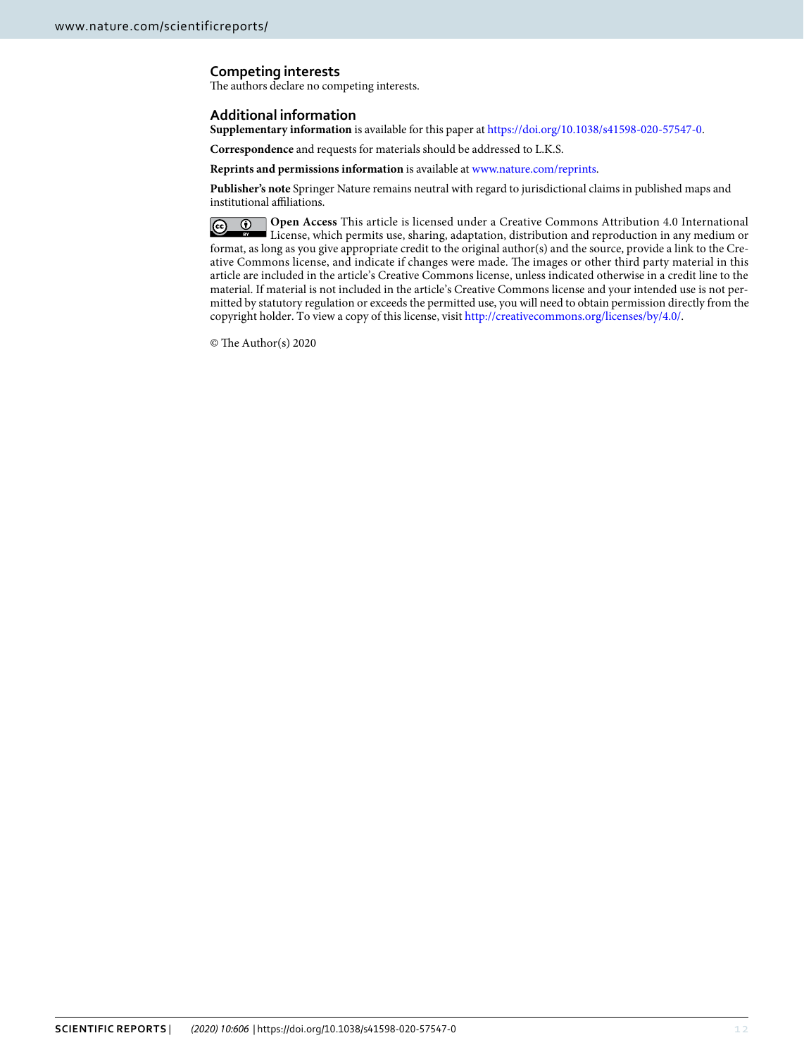## Competing interests

The authors declare no competing interests.

## Additional information

**Supplementary information** is available for this paper at https://doi.org/10.1038/s41598-020-57547-0.

**Correspondence** and requests for materials should be addressed to L.K.S.

**Reprints and permissions information** is available at www.nature.com/reprints.

**Publisher's note** Springer Nature remains neutral with regard to jurisdictional claims in published maps and institutional affiliations.

**Open Access** This article is licensed under a Creative Commons Attribution 4.0 International License, which permits use, sharing, adaptation, distribution and reproduction in any medium or format, as long as you give appropriate credit to the original author(s) and the source, provide a link to the Creative Commons license, and indicate if changes were made. The images or other third party material in this article are included in the article's Creative Commons license, unless indicated otherwise in a credit line to the material. If material is not included in the article's Creative Commons license and your intended use is not permitted by statutory regulation or exceeds the permitted use, you will need to obtain permission directly from the copyright holder. To view a copy of this license, visit http://creativecommons.org/licenses/by/4.0/.

© The Author(s) 2020